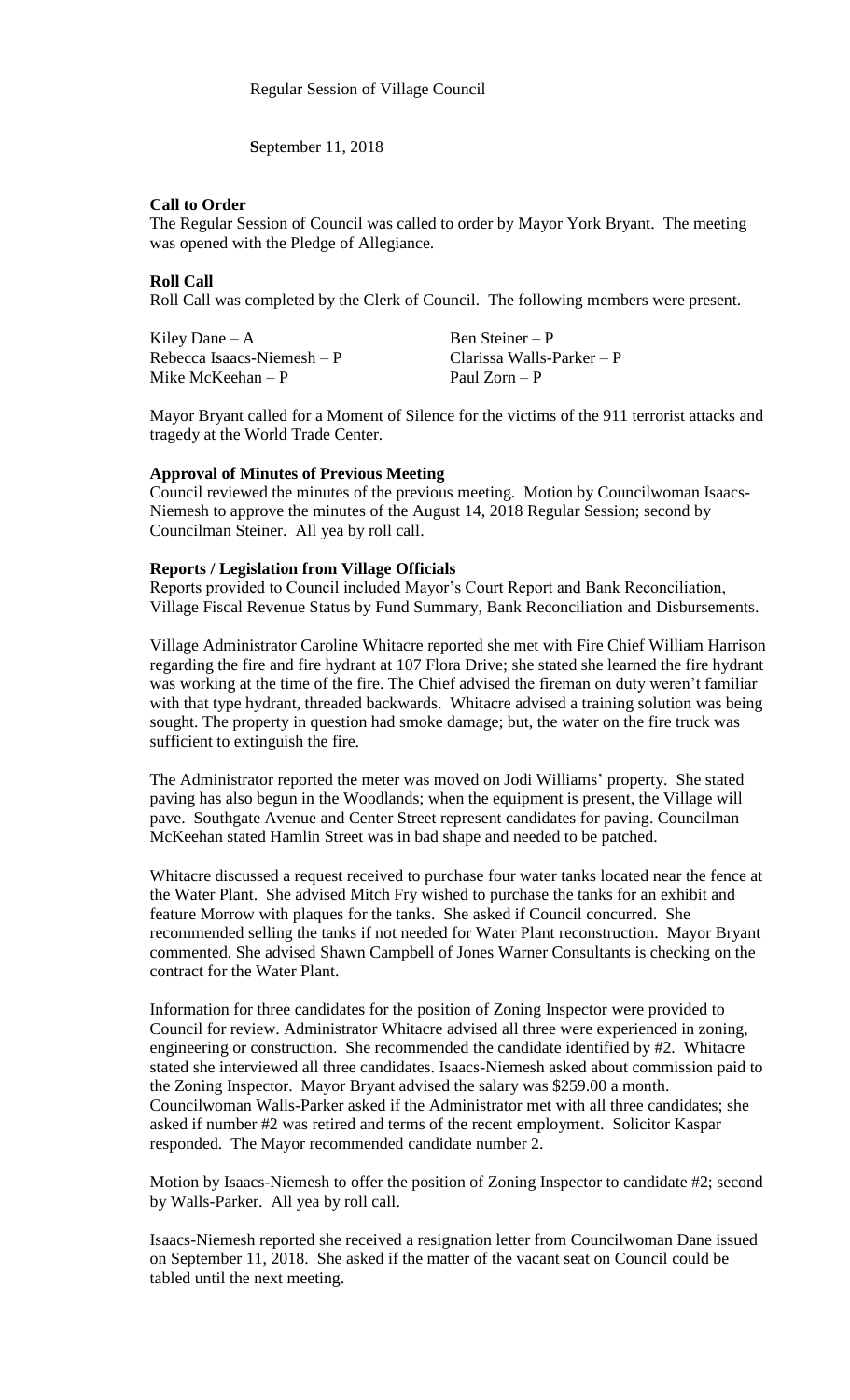Regular Session of Village Council

September 11, 2018

**Call to Order**

The Regular Session of Council was called to order by Mayor York Bryant. The meeting was opened with the Pledge of Allegiance.

**Roll Call**

Roll Call was completed by the Clerk of Council. The following members were present.

| | |
|---|---|
| Kiley Dane – A | Ben Steiner – P |
| Rebecca Isaacs-Niemesh – P | Clarissa Walls-Parker – P |
| Mike McKeehan – P | Paul Zorn – P |

Mayor Bryant called for a Moment of Silence for the victims of the 911 terrorist attacks and tragedy at the World Trade Center.

**Approval of Minutes of Previous Meeting**

Council reviewed the minutes of the previous meeting. Motion by Councilwoman Isaacs-Niemesh to approve the minutes of the August 14, 2018 Regular Session; second by Councilman Steiner. All yea by roll call.

**Reports / Legislation from Village Officials**

Reports provided to Council included Mayor's Court Report and Bank Reconciliation, Village Fiscal Revenue Status by Fund Summary, Bank Reconciliation and Disbursements.

Village Administrator Caroline Whitacre reported she met with Fire Chief William Harrison regarding the fire and fire hydrant at 107 Flora Drive; she stated she learned the fire hydrant was working at the time of the fire. The Chief advised the fireman on duty weren't familiar with that type hydrant, threaded backwards. Whitacre advised a training solution was being sought. The property in question had smoke damage; but, the water on the fire truck was sufficient to extinguish the fire.

The Administrator reported the meter was moved on Jodi Williams' property. She stated paving has also begun in the Woodlands; when the equipment is present, the Village will pave. Southgate Avenue and Center Street represent candidates for paving. Councilman McKeehan stated Hamlin Street was in bad shape and needed to be patched.

Whitacre discussed a request received to purchase four water tanks located near the fence at the Water Plant. She advised Mitch Fry wished to purchase the tanks for an exhibit and feature Morrow with plaques for the tanks. She asked if Council concurred. She recommended selling the tanks if not needed for Water Plant reconstruction. Mayor Bryant commented. She advised Shawn Campbell of Jones Warner Consultants is checking on the contract for the Water Plant.

Information for three candidates for the position of Zoning Inspector were provided to Council for review. Administrator Whitacre advised all three were experienced in zoning, engineering or construction. She recommended the candidate identified by #2. Whitacre stated she interviewed all three candidates. Isaacs-Niemesh asked about commission paid to the Zoning Inspector. Mayor Bryant advised the salary was $259.00 a month. Councilwoman Walls-Parker asked if the Administrator met with all three candidates; she asked if number #2 was retired and terms of the recent employment. Solicitor Kaspar responded. The Mayor recommended candidate number 2.

Motion by Isaacs-Niemesh to offer the position of Zoning Inspector to candidate #2; second by Walls-Parker. All yea by roll call.

Isaacs-Niemesh reported she received a resignation letter from Councilwoman Dane issued on September 11, 2018. She asked if the matter of the vacant seat on Council could be tabled until the next meeting.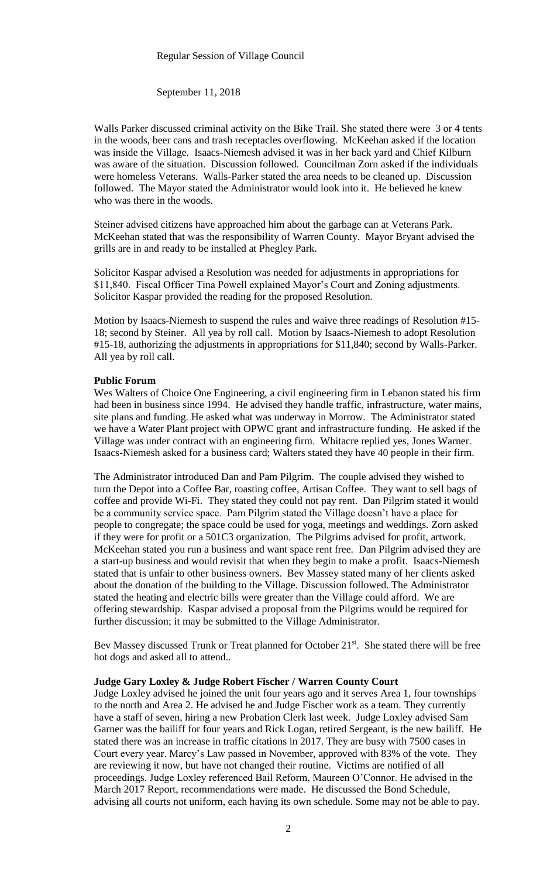Regular Session of Village Council

September 11, 2018

Walls Parker discussed criminal activity on the Bike Trail. She stated there were 3 or 4 tents in the woods, beer cans and trash receptacles overflowing. McKeehan asked if the location was inside the Village. Isaacs-Niemesh advised it was in her back yard and Chief Kilburn was aware of the situation. Discussion followed. Councilman Zorn asked if the individuals were homeless Veterans. Walls-Parker stated the area needs to be cleaned up. Discussion followed. The Mayor stated the Administrator would look into it. He believed he knew who was there in the woods.

Steiner advised citizens have approached him about the garbage can at Veterans Park. McKeehan stated that was the responsibility of Warren County. Mayor Bryant advised the grills are in and ready to be installed at Phegley Park.

Solicitor Kaspar advised a Resolution was needed for adjustments in appropriations for $11,840. Fiscal Officer Tina Powell explained Mayor's Court and Zoning adjustments. Solicitor Kaspar provided the reading for the proposed Resolution.

Motion by Isaacs-Niemesh to suspend the rules and waive three readings of Resolution #15-18; second by Steiner. All yea by roll call. Motion by Isaacs-Niemesh to adopt Resolution #15-18, authorizing the adjustments in appropriations for $11,840; second by Walls-Parker. All yea by roll call.

**Public Forum**

Wes Walters of Choice One Engineering, a civil engineering firm in Lebanon stated his firm had been in business since 1994. He advised they handle traffic, infrastructure, water mains, site plans and funding. He asked what was underway in Morrow. The Administrator stated we have a Water Plant project with OPWC grant and infrastructure funding. He asked if the Village was under contract with an engineering firm. Whitacre replied yes, Jones Warner. Isaacs-Niemesh asked for a business card; Walters stated they have 40 people in their firm.

The Administrator introduced Dan and Pam Pilgrim. The couple advised they wished to turn the Depot into a Coffee Bar, roasting coffee, Artisan Coffee. They want to sell bags of coffee and provide Wi-Fi. They stated they could not pay rent. Dan Pilgrim stated it would be a community service space. Pam Pilgrim stated the Village doesn't have a place for people to congregate; the space could be used for yoga, meetings and weddings. Zorn asked if they were for profit or a 501C3 organization. The Pilgrims advised for profit, artwork. McKeehan stated you run a business and want space rent free. Dan Pilgrim advised they are a start-up business and would revisit that when they begin to make a profit. Isaacs-Niemesh stated that is unfair to other business owners. Bev Massey stated many of her clients asked about the donation of the building to the Village. Discussion followed. The Administrator stated the heating and electric bills were greater than the Village could afford. We are offering stewardship. Kaspar advised a proposal from the Pilgrims would be required for further discussion; it may be submitted to the Village Administrator.

Bev Massey discussed Trunk or Treat planned for October 21st. She stated there will be free hot dogs and asked all to attend..

**Judge Gary Loxley & Judge Robert Fischer / Warren County Court**

Judge Loxley advised he joined the unit four years ago and it serves Area 1, four townships to the north and Area 2. He advised he and Judge Fischer work as a team. They currently have a staff of seven, hiring a new Probation Clerk last week. Judge Loxley advised Sam Garner was the bailiff for four years and Rick Logan, retired Sergeant, is the new bailiff. He stated there was an increase in traffic citations in 2017. They are busy with 7500 cases in Court every year. Marcy's Law passed in November, approved with 83% of the vote. They are reviewing it now, but have not changed their routine. Victims are notified of all proceedings. Judge Loxley referenced Bail Reform, Maureen O'Connor. He advised in the March 2017 Report, recommendations were made. He discussed the Bond Schedule, advising all courts not uniform, each having its own schedule. Some may not be able to pay.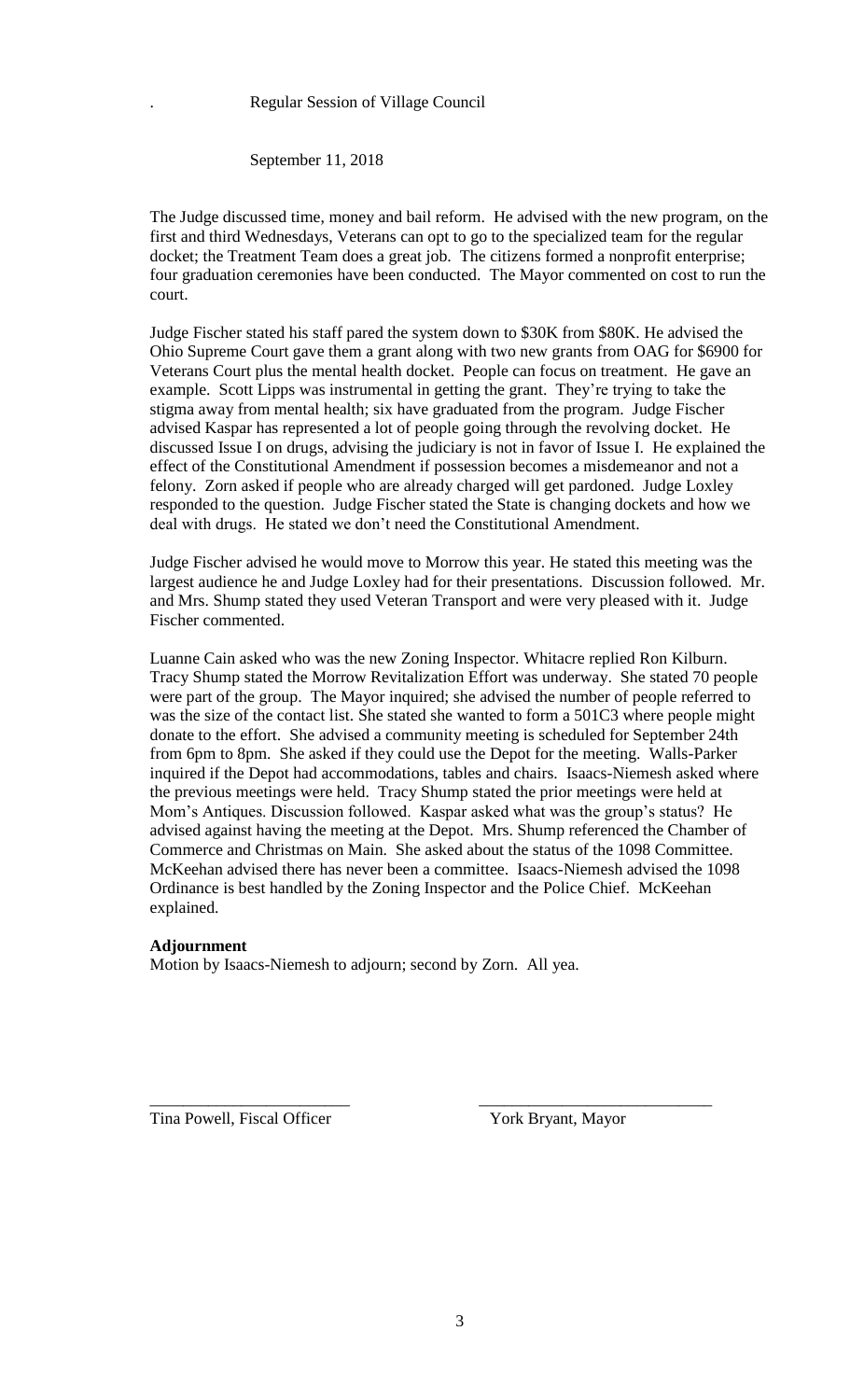. Regular Session of Village Council

September 11, 2018

The Judge discussed time, money and bail reform. He advised with the new program, on the first and third Wednesdays, Veterans can opt to go to the specialized team for the regular docket; the Treatment Team does a great job. The citizens formed a nonprofit enterprise; four graduation ceremonies have been conducted. The Mayor commented on cost to run the court.

Judge Fischer stated his staff pared the system down to $30K from $80K. He advised the Ohio Supreme Court gave them a grant along with two new grants from OAG for $6900 for Veterans Court plus the mental health docket. People can focus on treatment. He gave an example. Scott Lipps was instrumental in getting the grant. They're trying to take the stigma away from mental health; six have graduated from the program. Judge Fischer advised Kaspar has represented a lot of people going through the revolving docket. He discussed Issue I on drugs, advising the judiciary is not in favor of Issue I. He explained the effect of the Constitutional Amendment if possession becomes a misdemeanor and not a felony. Zorn asked if people who are already charged will get pardoned. Judge Loxley responded to the question. Judge Fischer stated the State is changing dockets and how we deal with drugs. He stated we don't need the Constitutional Amendment.

Judge Fischer advised he would move to Morrow this year. He stated this meeting was the largest audience he and Judge Loxley had for their presentations. Discussion followed. Mr. and Mrs. Shump stated they used Veteran Transport and were very pleased with it. Judge Fischer commented.

Luanne Cain asked who was the new Zoning Inspector. Whitacre replied Ron Kilburn. Tracy Shump stated the Morrow Revitalization Effort was underway. She stated 70 people were part of the group. The Mayor inquired; she advised the number of people referred to was the size of the contact list. She stated she wanted to form a 501C3 where people might donate to the effort. She advised a community meeting is scheduled for September 24th from 6pm to 8pm. She asked if they could use the Depot for the meeting. Walls-Parker inquired if the Depot had accommodations, tables and chairs. Isaacs-Niemesh asked where the previous meetings were held. Tracy Shump stated the prior meetings were held at Mom's Antiques. Discussion followed. Kaspar asked what was the group's status? He advised against having the meeting at the Depot. Mrs. Shump referenced the Chamber of Commerce and Christmas on Main. She asked about the status of the 1098 Committee. McKeehan advised there has never been a committee. Isaacs-Niemesh advised the 1098 Ordinance is best handled by the Zoning Inspector and the Police Chief. McKeehan explained.

**Adjournment**

Motion by Isaacs-Niemesh to adjourn; second by Zorn. All yea.

________________________ ____________________________

Tina Powell, Fiscal Officer York Bryant, Mayor